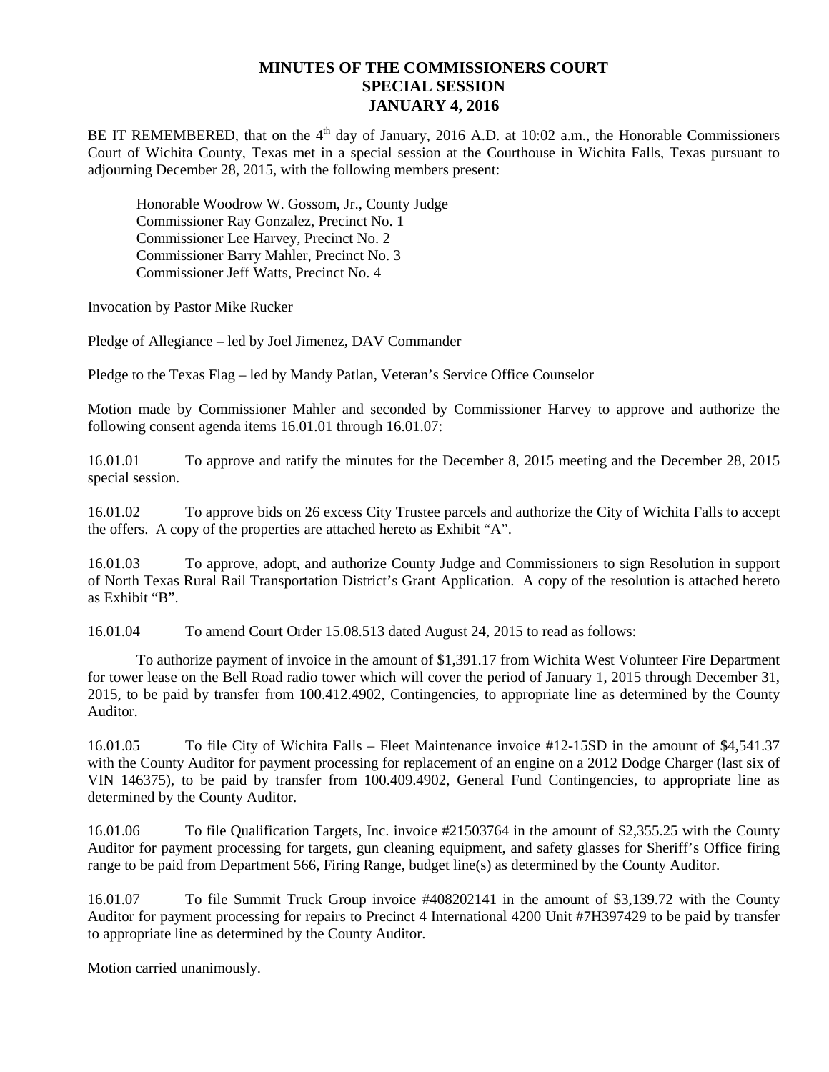# MINUTES OF THE COMMISSIONERS COURT
## SPECIAL SESSION
## JANUARY 4, 2016

BE IT REMEMBERED, that on the 4th day of January, 2016 A.D. at 10:02 a.m., the Honorable Commissioners Court of Wichita County, Texas met in a special session at the Courthouse in Wichita Falls, Texas pursuant to adjourning December 28, 2015, with the following members present:

Honorable Woodrow W. Gossom, Jr., County Judge
Commissioner Ray Gonzalez, Precinct No. 1
Commissioner Lee Harvey, Precinct No. 2
Commissioner Barry Mahler, Precinct No. 3
Commissioner Jeff Watts, Precinct No. 4

Invocation by Pastor Mike Rucker

Pledge of Allegiance – led by Joel Jimenez, DAV Commander

Pledge to the Texas Flag – led by Mandy Patlan, Veteran's Service Office Counselor

Motion made by Commissioner Mahler and seconded by Commissioner Harvey to approve and authorize the following consent agenda items 16.01.01 through 16.01.07:

16.01.01 To approve and ratify the minutes for the December 8, 2015 meeting and the December 28, 2015 special session.

16.01.02 To approve bids on 26 excess City Trustee parcels and authorize the City of Wichita Falls to accept the offers. A copy of the properties are attached hereto as Exhibit "A".

16.01.03 To approve, adopt, and authorize County Judge and Commissioners to sign Resolution in support of North Texas Rural Rail Transportation District's Grant Application. A copy of the resolution is attached hereto as Exhibit "B".

16.01.04 To amend Court Order 15.08.513 dated August 24, 2015 to read as follows:

To authorize payment of invoice in the amount of $1,391.17 from Wichita West Volunteer Fire Department for tower lease on the Bell Road radio tower which will cover the period of January 1, 2015 through December 31, 2015, to be paid by transfer from 100.412.4902, Contingencies, to appropriate line as determined by the County Auditor.

16.01.05 To file City of Wichita Falls – Fleet Maintenance invoice #12-15SD in the amount of $4,541.37 with the County Auditor for payment processing for replacement of an engine on a 2012 Dodge Charger (last six of VIN 146375), to be paid by transfer from 100.409.4902, General Fund Contingencies, to appropriate line as determined by the County Auditor.

16.01.06 To file Qualification Targets, Inc. invoice #21503764 in the amount of $2,355.25 with the County Auditor for payment processing for targets, gun cleaning equipment, and safety glasses for Sheriff's Office firing range to be paid from Department 566, Firing Range, budget line(s) as determined by the County Auditor.

16.01.07 To file Summit Truck Group invoice #408202141 in the amount of $3,139.72 with the County Auditor for payment processing for repairs to Precinct 4 International 4200 Unit #7H397429 to be paid by transfer to appropriate line as determined by the County Auditor.

Motion carried unanimously.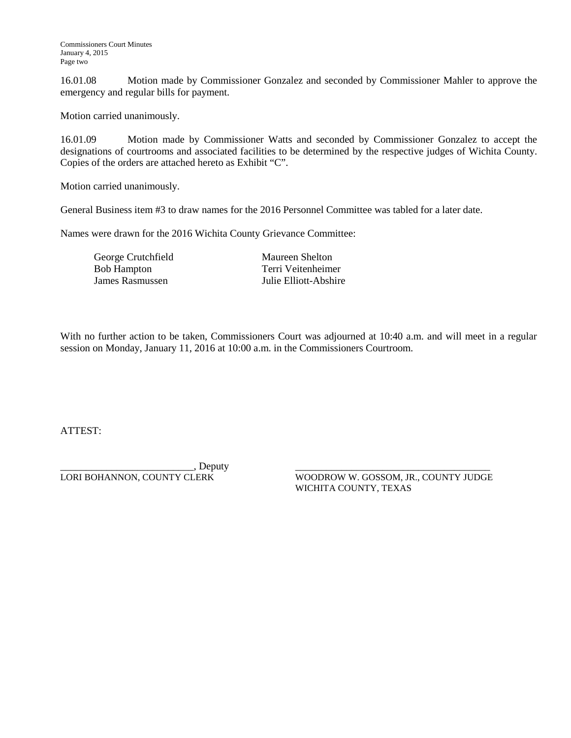16.01.08 Motion made by Commissioner Gonzalez and seconded by Commissioner Mahler to approve the emergency and regular bills for payment.

Motion carried unanimously.

16.01.09 Motion made by Commissioner Watts and seconded by Commissioner Gonzalez to accept the designations of courtrooms and associated facilities to be determined by the respective judges of Wichita County. Copies of the orders are attached hereto as Exhibit "C".

Motion carried unanimously.

General Business item #3 to draw names for the 2016 Personnel Committee was tabled for a later date.

Names were drawn for the 2016 Wichita County Grievance Committee:

| | |
|---|---|
| George Crutchfield | Maureen Shelton |
| Bob Hampton | Terri Veitenheimer |
| James Rasmussen | Julie Elliott-Abshire |

With no further action to be taken, Commissioners Court was adjourned at 10:40 a.m. and will meet in a regular session on Monday, January 11, 2016 at 10:00 a.m. in the Commissioners Courtroom.

ATTEST:

___________________________, Deputy
LORI BOHANNON, COUNTY CLERK

________________________________________
WOODROW W. GOSSOM, JR., COUNTY JUDGE
WICHITA COUNTY, TEXAS